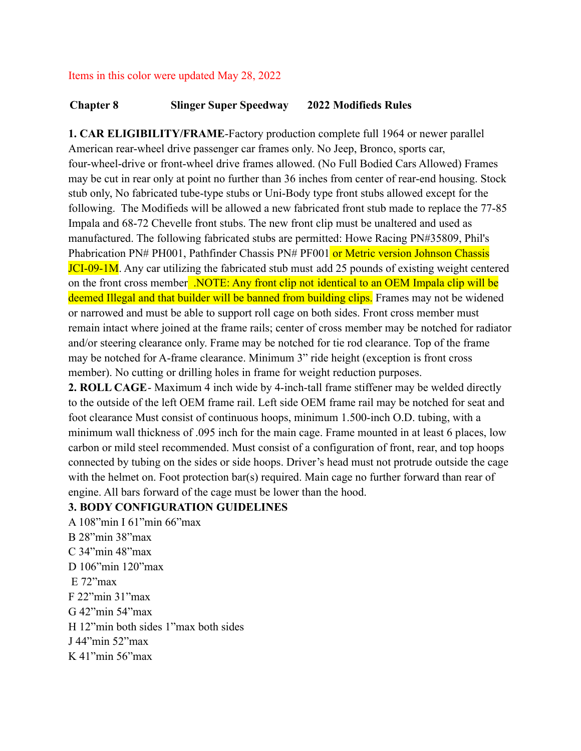Items in this color were updated May 28, 2022

**Chapter 8 Slinger Super Speedway 2022 Modifieds Rules**

**1. CAR ELIGIBILITY/FRAME**-Factory production complete full 1964 or newer parallel American rear-wheel drive passenger car frames only. No Jeep, Bronco, sports car, four-wheel-drive or front-wheel drive frames allowed. (No Full Bodied Cars Allowed) Frames may be cut in rear only at point no further than 36 inches from center of rear-end housing. Stock stub only, No fabricated tube-type stubs or Uni-Body type front stubs allowed except for the following. The Modifieds will be allowed a new fabricated front stub made to replace the 77-85 Impala and 68-72 Chevelle front stubs. The new front clip must be unaltered and used as manufactured. The following fabricated stubs are permitted: Howe Racing PN#35809, Phil's Phabrication PN# PH001, Pathfinder Chassis PN# PF001 or Metric version Johnson Chassis JCI-09-1M. Any car utilizing the fabricated stub must add 25 pounds of existing weight centered on the front cross member .NOTE: Any front clip not identical to an OEM Impala clip will be deemed Illegal and that builder will be banned from building clips. Frames may not be widened or narrowed and must be able to support roll cage on both sides. Front cross member must remain intact where joined at the frame rails; center of cross member may be notched for radiator and/or steering clearance only. Frame may be notched for tie rod clearance. Top of the frame may be notched for A-frame clearance. Minimum 3" ride height (exception is front cross member). No cutting or drilling holes in frame for weight reduction purposes.

**2. ROLL CAGE**- Maximum 4 inch wide by 4-inch-tall frame stiffener may be welded directly to the outside of the left OEM frame rail. Left side OEM frame rail may be notched for seat and foot clearance Must consist of continuous hoops, minimum 1.500-inch O.D. tubing, with a minimum wall thickness of .095 inch for the main cage. Frame mounted in at least 6 places, low carbon or mild steel recommended. Must consist of a configuration of front, rear, and top hoops connected by tubing on the sides or side hoops. Driver's head must not protrude outside the cage with the helmet on. Foot protection bar(s) required. Main cage no further forward than rear of engine. All bars forward of the cage must be lower than the hood.

**3. BODY CONFIGURATION GUIDELINES**

A 108"min I 61"min 66"max
B 28"min 38"max
C 34"min 48"max
D 106"min 120"max
E 72"max
F 22"min 31"max
G 42"min 54"max
H 12"min both sides 1"max both sides
J 44"min 52"max
K 41"min 56"max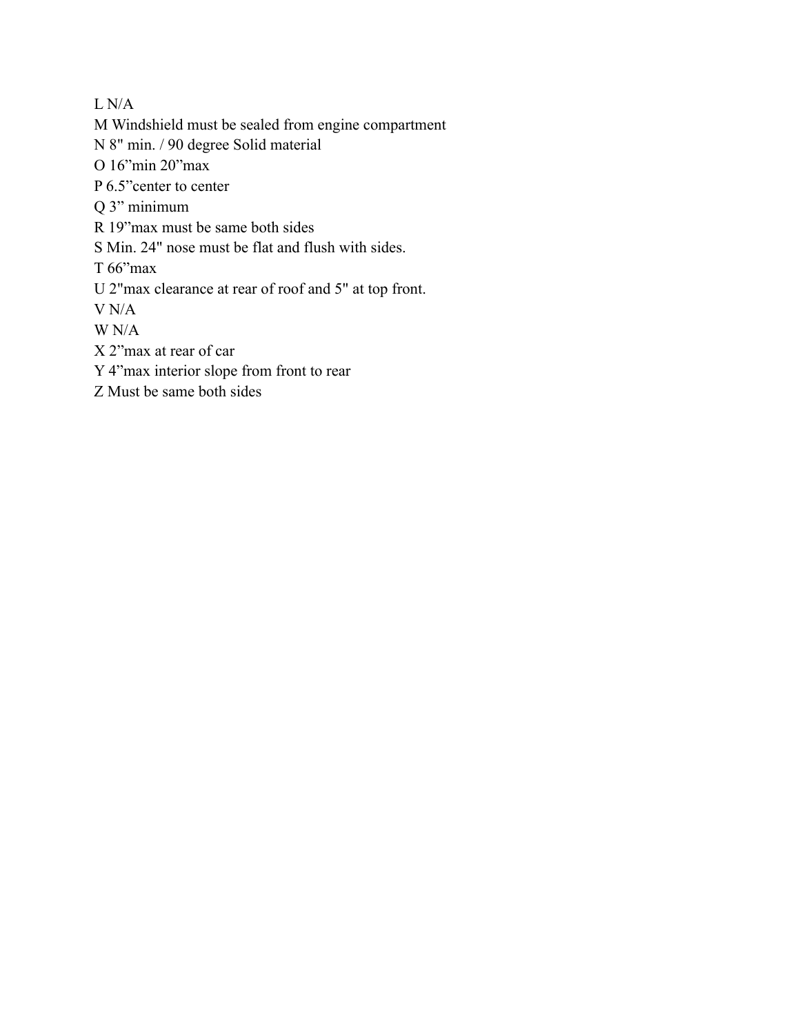L N/A

M Windshield must be sealed from engine compartment

N 8" min. / 90 degree Solid material

O 16”min 20”max

P 6.5”center to center

Q 3” minimum

R 19”max must be same both sides

S Min. 24" nose must be flat and flush with sides.

T 66”max

U 2"max clearance at rear of roof and 5" at top front.

V N/A

W N/A

X 2”max at rear of car

Y 4”max interior slope from front to rear

Z Must be same both sides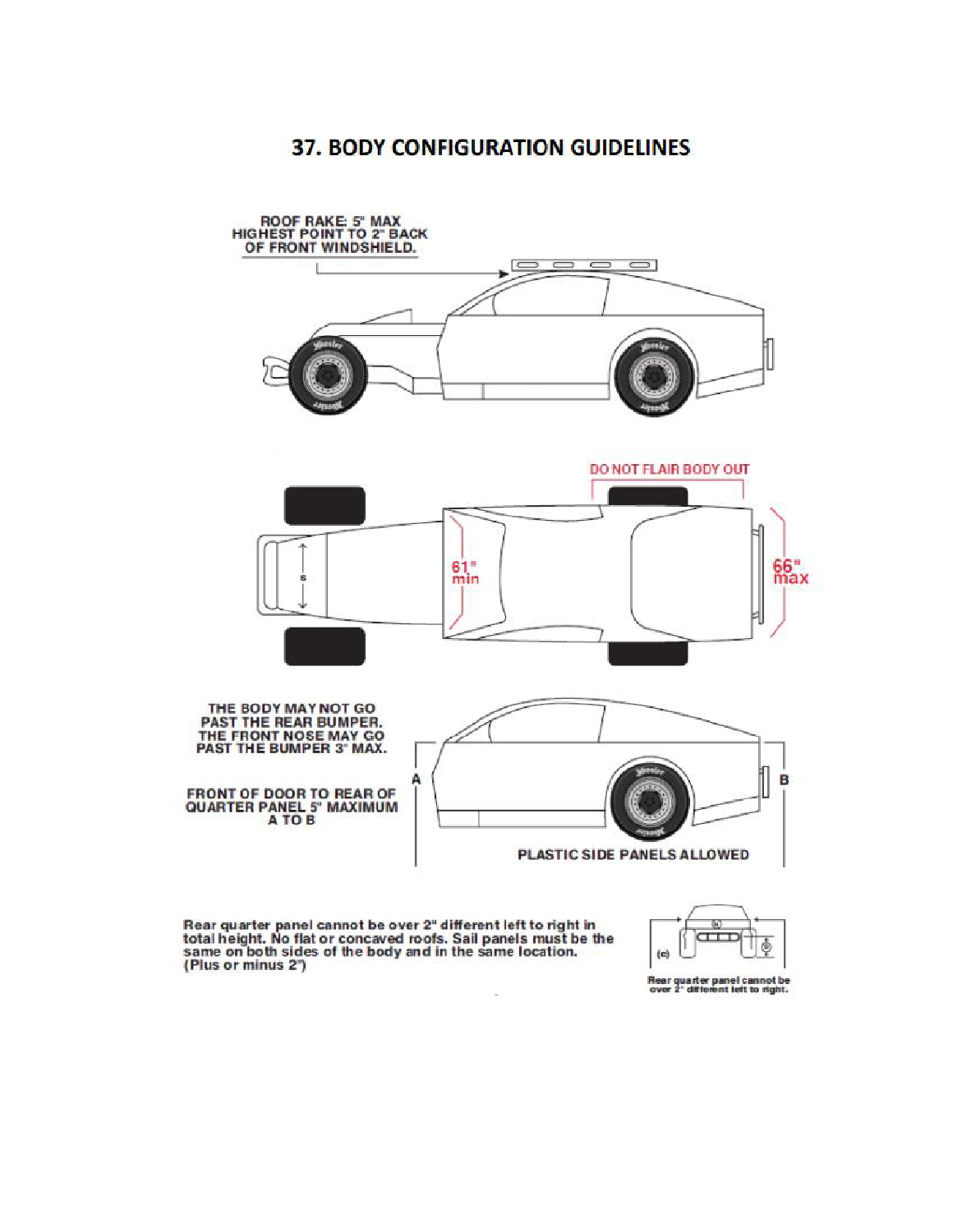# 37. BODY CONFIGURATION GUIDELINES

ROOF RAKE: 5" MAX
HIGHEST POINT TO 2" BACK
OF FRONT WINDSHIELD.

DO NOT FLAIR BODY OUT

61" min

66" max

THE BODY MAY NOT GO PAST THE REAR BUMPER. THE FRONT NOSE MAY GO PAST THE BUMPER 3" MAX.

FRONT OF DOOR TO REAR OF QUARTER PANEL 5" MAXIMUM A TO B

A

B

PLASTIC SIDE PANELS ALLOWED

Rear quarter panel cannot be over 2" different left to right in total height. No flat or concaved roofs. Sail panels must be the same on both sides of the body and in the same location. (Plus or minus 2")

(c)

Rear quarter panel cannot be over 2" different left to right.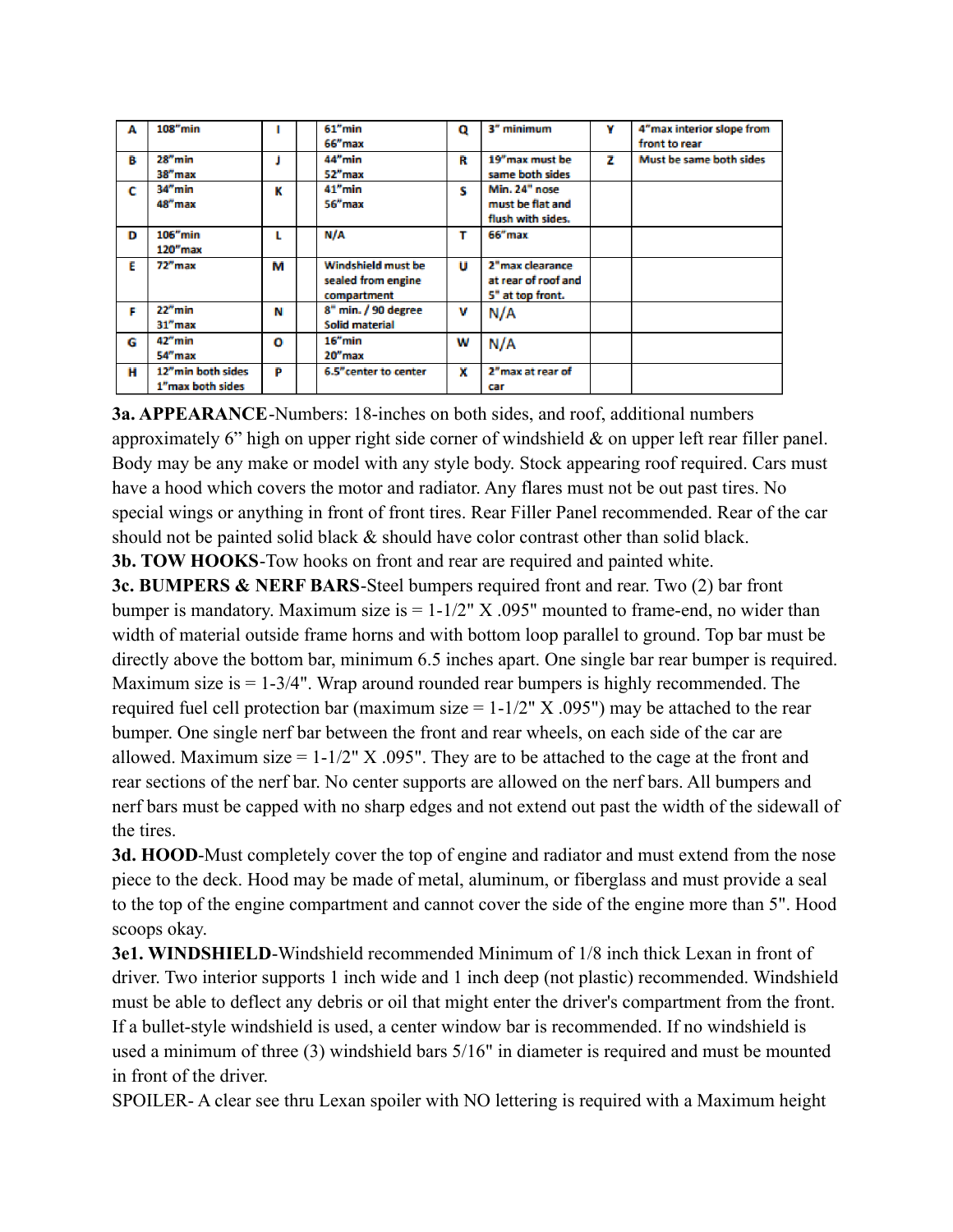| A | 108"min | I | | 61"min 66"max | Q | 3" minimum | Y | 4"max interior slope from front to rear |
|---|---|---|---|---|---|---|---|---|
| B | 28"min 38"max | J | | 44"min 52"max | R | 19"max must be same both sides | Z | Must be same both sides |
| C | 34"min 48"max | K | | 41"min 56"max | S | Min. 24" nose must be flat and flush with sides. | | |
| D | 106"min 120"max | L | | N/A | T | 66"max | | |
| E | 72"max | M | | Windshield must be sealed from engine compartment | U | 2"max clearance at rear of roof and 5" at top front. | | |
| F | 22"min 31"max | N | | 8" min. / 90 degree Solid material | V | N/A | | |
| G | 42"min 54"max | O | | 16"min 20"max | W | N/A | | |
| H | 12"min both sides 1"max both sides | P | | 6.5"center to center | X | 2"max at rear of car | | |

**3a. APPEARANCE**-Numbers: 18-inches on both sides, and roof, additional numbers approximately 6" high on upper right side corner of windshield & on upper left rear filler panel. Body may be any make or model with any style body. Stock appearing roof required. Cars must have a hood which covers the motor and radiator. Any flares must not be out past tires. No special wings or anything in front of front tires. Rear Filler Panel recommended. Rear of the car should not be painted solid black & should have color contrast other than solid black.

**3b. TOW HOOKS**-Tow hooks on front and rear are required and painted white.

**3c. BUMPERS & NERF BARS**-Steel bumpers required front and rear. Two (2) bar front bumper is mandatory. Maximum size is = 1-1/2" X .095" mounted to frame-end, no wider than width of material outside frame horns and with bottom loop parallel to ground. Top bar must be directly above the bottom bar, minimum 6.5 inches apart. One single bar rear bumper is required. Maximum size is = 1-3/4". Wrap around rounded rear bumpers is highly recommended. The required fuel cell protection bar (maximum size = 1-1/2" X .095") may be attached to the rear bumper. One single nerf bar between the front and rear wheels, on each side of the car are allowed. Maximum size = 1-1/2" X .095". They are to be attached to the cage at the front and rear sections of the nerf bar. No center supports are allowed on the nerf bars. All bumpers and nerf bars must be capped with no sharp edges and not extend out past the width of the sidewall of the tires.

**3d. HOOD**-Must completely cover the top of engine and radiator and must extend from the nose piece to the deck. Hood may be made of metal, aluminum, or fiberglass and must provide a seal to the top of the engine compartment and cannot cover the side of the engine more than 5". Hood scoops okay.

**3e1. WINDSHIELD**-Windshield recommended Minimum of 1/8 inch thick Lexan in front of driver. Two interior supports 1 inch wide and 1 inch deep (not plastic) recommended. Windshield must be able to deflect any debris or oil that might enter the driver's compartment from the front. If a bullet-style windshield is used, a center window bar is recommended. If no windshield is used a minimum of three (3) windshield bars 5/16" in diameter is required and must be mounted in front of the driver.

SPOILER- A clear see thru Lexan spoiler with NO lettering is required with a Maximum height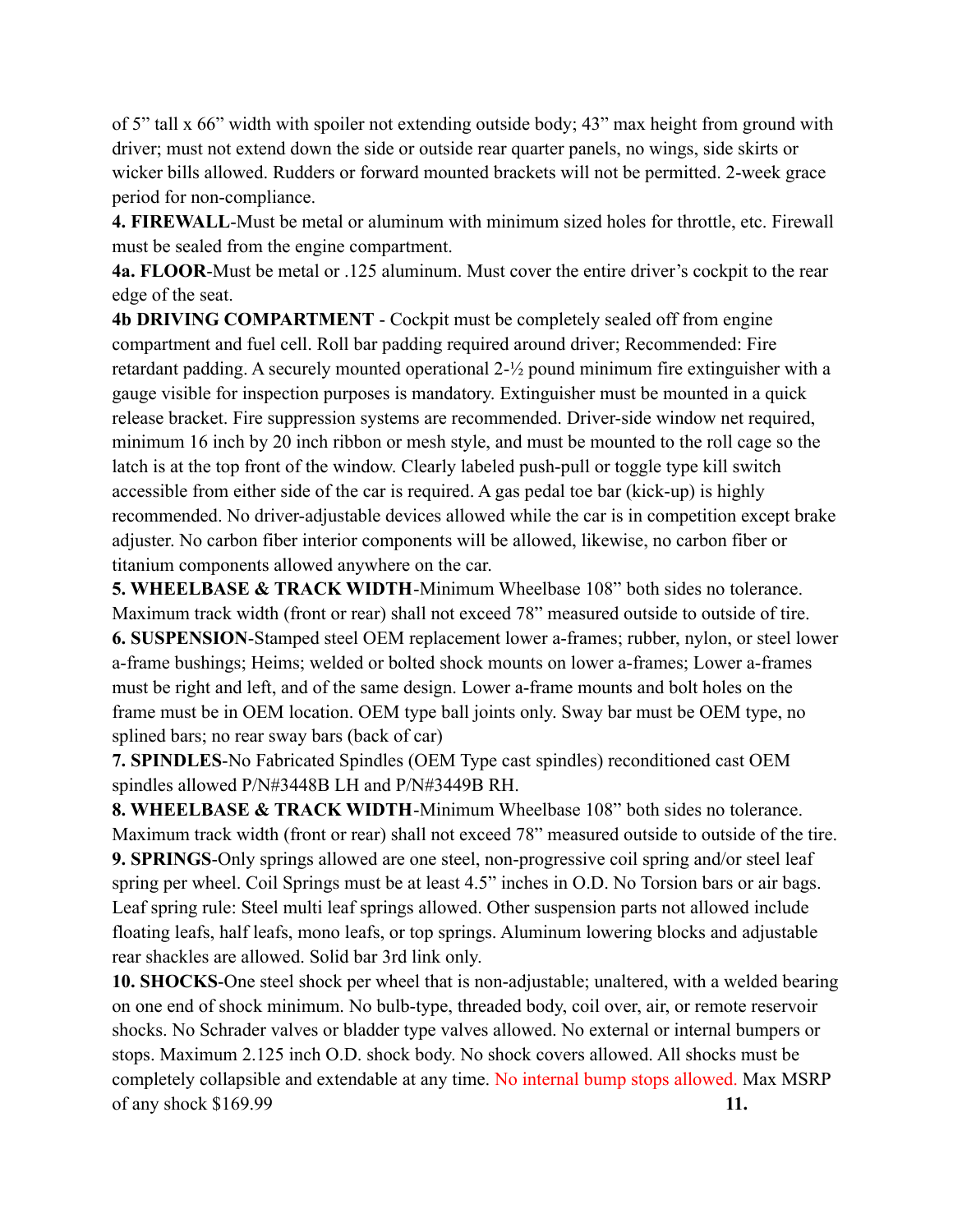of 5" tall x 66" width with spoiler not extending outside body; 43" max height from ground with driver; must not extend down the side or outside rear quarter panels, no wings, side skirts or wicker bills allowed. Rudders or forward mounted brackets will not be permitted. 2-week grace period for non-compliance.

**4. FIREWALL**-Must be metal or aluminum with minimum sized holes for throttle, etc. Firewall must be sealed from the engine compartment.

**4a. FLOOR**-Must be metal or .125 aluminum. Must cover the entire driver's cockpit to the rear edge of the seat.

**4b DRIVING COMPARTMENT** - Cockpit must be completely sealed off from engine compartment and fuel cell. Roll bar padding required around driver; Recommended: Fire retardant padding. A securely mounted operational 2-½ pound minimum fire extinguisher with a gauge visible for inspection purposes is mandatory. Extinguisher must be mounted in a quick release bracket. Fire suppression systems are recommended. Driver-side window net required, minimum 16 inch by 20 inch ribbon or mesh style, and must be mounted to the roll cage so the latch is at the top front of the window. Clearly labeled push-pull or toggle type kill switch accessible from either side of the car is required. A gas pedal toe bar (kick-up) is highly recommended. No driver-adjustable devices allowed while the car is in competition except brake adjuster. No carbon fiber interior components will be allowed, likewise, no carbon fiber or titanium components allowed anywhere on the car.

**5. WHEELBASE & TRACK WIDTH**-Minimum Wheelbase 108" both sides no tolerance. Maximum track width (front or rear) shall not exceed 78" measured outside to outside of tire.

**6. SUSPENSION**-Stamped steel OEM replacement lower a-frames; rubber, nylon, or steel lower a-frame bushings; Heims; welded or bolted shock mounts on lower a-frames; Lower a-frames must be right and left, and of the same design. Lower a-frame mounts and bolt holes on the frame must be in OEM location. OEM type ball joints only. Sway bar must be OEM type, no splined bars; no rear sway bars (back of car)

**7. SPINDLES**-No Fabricated Spindles (OEM Type cast spindles) reconditioned cast OEM spindles allowed P/N#3448B LH and P/N#3449B RH.

**8. WHEELBASE & TRACK WIDTH**-Minimum Wheelbase 108" both sides no tolerance. Maximum track width (front or rear) shall not exceed 78" measured outside to outside of the tire.

**9. SPRINGS**-Only springs allowed are one steel, non-progressive coil spring and/or steel leaf spring per wheel. Coil Springs must be at least 4.5" inches in O.D. No Torsion bars or air bags. Leaf spring rule: Steel multi leaf springs allowed. Other suspension parts not allowed include floating leafs, half leafs, mono leafs, or top springs. Aluminum lowering blocks and adjustable rear shackles are allowed. Solid bar 3rd link only.

**10. SHOCKS**-One steel shock per wheel that is non-adjustable; unaltered, with a welded bearing on one end of shock minimum. No bulb-type, threaded body, coil over, air, or remote reservoir shocks. No Schrader valves or bladder type valves allowed. No external or internal bumpers or stops. Maximum 2.125 inch O.D. shock body. No shock covers allowed. All shocks must be completely collapsible and extendable at any time. No internal bump stops allowed. Max MSRP of any shock $169.99

**11.**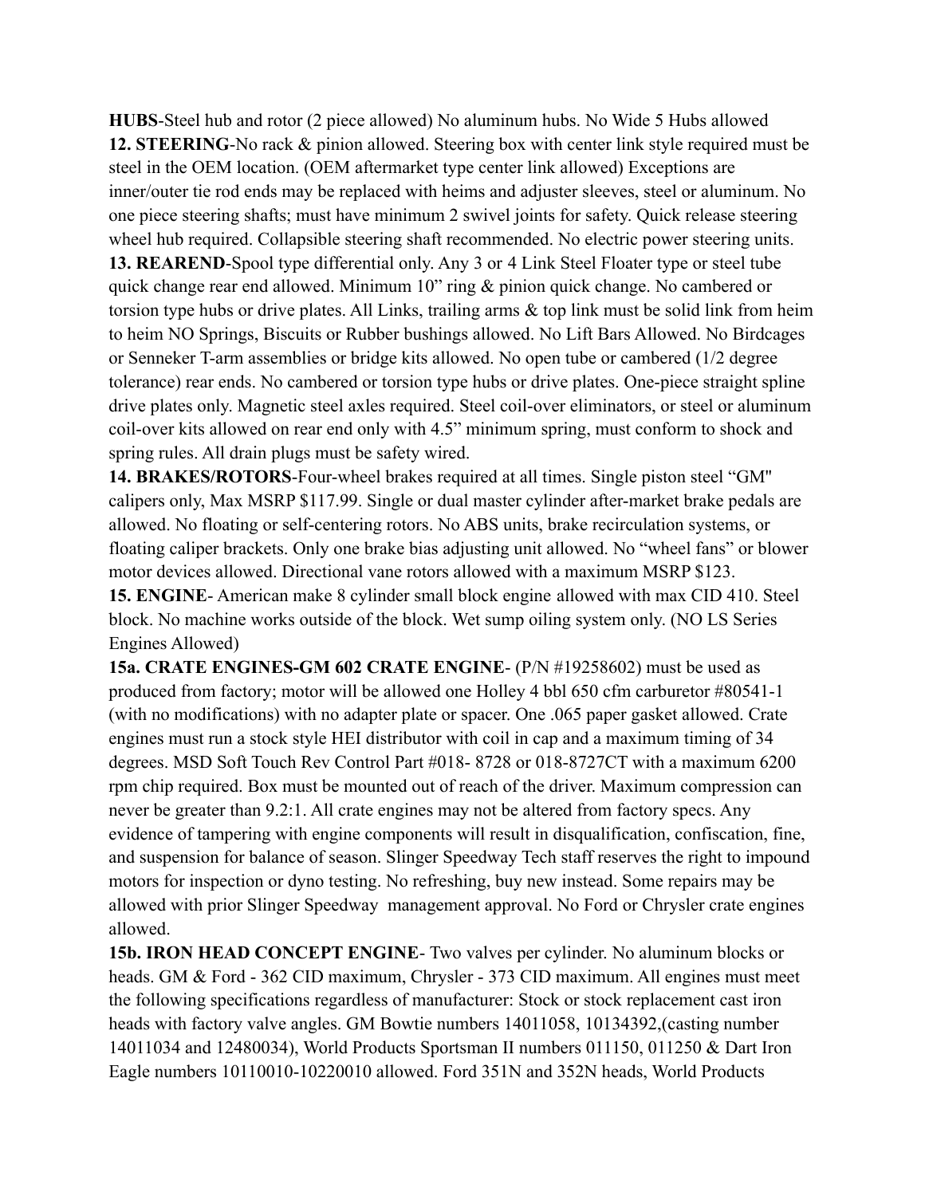**HUBS**-Steel hub and rotor (2 piece allowed) No aluminum hubs. No Wide 5 Hubs allowed

**12. STEERING**-No rack & pinion allowed. Steering box with center link style required must be steel in the OEM location. (OEM aftermarket type center link allowed) Exceptions are inner/outer tie rod ends may be replaced with heims and adjuster sleeves, steel or aluminum. No one piece steering shafts; must have minimum 2 swivel joints for safety. Quick release steering wheel hub required. Collapsible steering shaft recommended. No electric power steering units.

**13. REAREND**-Spool type differential only. Any 3 or 4 Link Steel Floater type or steel tube quick change rear end allowed. Minimum 10" ring & pinion quick change. No cambered or torsion type hubs or drive plates. All Links, trailing arms & top link must be solid link from heim to heim NO Springs, Biscuits or Rubber bushings allowed. No Lift Bars Allowed. No Birdcages or Senneker T-arm assemblies or bridge kits allowed. No open tube or cambered (1/2 degree tolerance) rear ends. No cambered or torsion type hubs or drive plates. One-piece straight spline drive plates only. Magnetic steel axles required. Steel coil-over eliminators, or steel or aluminum coil-over kits allowed on rear end only with 4.5" minimum spring, must conform to shock and spring rules. All drain plugs must be safety wired.

**14. BRAKES/ROTORS**-Four-wheel brakes required at all times. Single piston steel "GM" calipers only, Max MSRP $117.99. Single or dual master cylinder after-market brake pedals are allowed. No floating or self-centering rotors. No ABS units, brake recirculation systems, or floating caliper brackets. Only one brake bias adjusting unit allowed. No "wheel fans" or blower motor devices allowed. Directional vane rotors allowed with a maximum MSRP $123.

**15. ENGINE**- American make 8 cylinder small block engine allowed with max CID 410. Steel block. No machine works outside of the block. Wet sump oiling system only. (NO LS Series Engines Allowed)

**15a. CRATE ENGINES-GM 602 CRATE ENGINE**- (P/N #19258602) must be used as produced from factory; motor will be allowed one Holley 4 bbl 650 cfm carburetor #80541-1 (with no modifications) with no adapter plate or spacer. One .065 paper gasket allowed. Crate engines must run a stock style HEI distributor with coil in cap and a maximum timing of 34 degrees. MSD Soft Touch Rev Control Part #018- 8728 or 018-8727CT with a maximum 6200 rpm chip required. Box must be mounted out of reach of the driver. Maximum compression can never be greater than 9.2:1. All crate engines may not be altered from factory specs. Any evidence of tampering with engine components will result in disqualification, confiscation, fine, and suspension for balance of season. Slinger Speedway Tech staff reserves the right to impound motors for inspection or dyno testing. No refreshing, buy new instead. Some repairs may be allowed with prior Slinger Speedway management approval. No Ford or Chrysler crate engines allowed.

**15b. IRON HEAD CONCEPT ENGINE**- Two valves per cylinder. No aluminum blocks or heads. GM & Ford - 362 CID maximum, Chrysler - 373 CID maximum. All engines must meet the following specifications regardless of manufacturer: Stock or stock replacement cast iron heads with factory valve angles. GM Bowtie numbers 14011058, 10134392,(casting number 14011034 and 12480034), World Products Sportsman II numbers 011150, 011250 & Dart Iron Eagle numbers 10110010-10220010 allowed. Ford 351N and 352N heads, World Products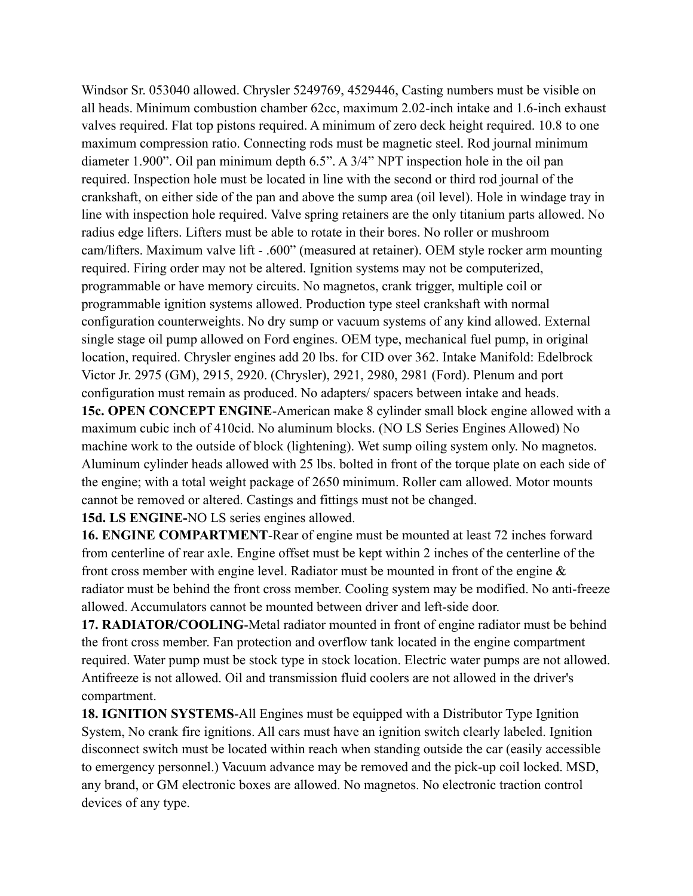Windsor Sr. 053040 allowed. Chrysler 5249769, 4529446, Casting numbers must be visible on all heads. Minimum combustion chamber 62cc, maximum 2.02-inch intake and 1.6-inch exhaust valves required. Flat top pistons required. A minimum of zero deck height required. 10.8 to one maximum compression ratio. Connecting rods must be magnetic steel. Rod journal minimum diameter 1.900". Oil pan minimum depth 6.5". A 3/4" NPT inspection hole in the oil pan required. Inspection hole must be located in line with the second or third rod journal of the crankshaft, on either side of the pan and above the sump area (oil level). Hole in windage tray in line with inspection hole required. Valve spring retainers are the only titanium parts allowed. No radius edge lifters. Lifters must be able to rotate in their bores. No roller or mushroom cam/lifters. Maximum valve lift - .600" (measured at retainer). OEM style rocker arm mounting required. Firing order may not be altered. Ignition systems may not be computerized, programmable or have memory circuits. No magnetos, crank trigger, multiple coil or programmable ignition systems allowed. Production type steel crankshaft with normal configuration counterweights. No dry sump or vacuum systems of any kind allowed. External single stage oil pump allowed on Ford engines. OEM type, mechanical fuel pump, in original location, required. Chrysler engines add 20 lbs. for CID over 362. Intake Manifold: Edelbrock Victor Jr. 2975 (GM), 2915, 2920. (Chrysler), 2921, 2980, 2981 (Ford). Plenum and port configuration must remain as produced. No adapters/ spacers between intake and heads.

**15c. OPEN CONCEPT ENGINE**-American make 8 cylinder small block engine allowed with a maximum cubic inch of 410cid. No aluminum blocks. (NO LS Series Engines Allowed) No machine work to the outside of block (lightening). Wet sump oiling system only. No magnetos. Aluminum cylinder heads allowed with 25 lbs. bolted in front of the torque plate on each side of the engine; with a total weight package of 2650 minimum. Roller cam allowed. Motor mounts cannot be removed or altered. Castings and fittings must not be changed.

**15d. LS ENGINE-**NO LS series engines allowed.

**16. ENGINE COMPARTMENT**-Rear of engine must be mounted at least 72 inches forward from centerline of rear axle. Engine offset must be kept within 2 inches of the centerline of the front cross member with engine level. Radiator must be mounted in front of the engine & radiator must be behind the front cross member. Cooling system may be modified. No anti-freeze allowed. Accumulators cannot be mounted between driver and left-side door.

**17. RADIATOR/COOLING**-Metal radiator mounted in front of engine radiator must be behind the front cross member. Fan protection and overflow tank located in the engine compartment required. Water pump must be stock type in stock location. Electric water pumps are not allowed. Antifreeze is not allowed. Oil and transmission fluid coolers are not allowed in the driver's compartment.

**18. IGNITION SYSTEMS**-All Engines must be equipped with a Distributor Type Ignition System, No crank fire ignitions. All cars must have an ignition switch clearly labeled. Ignition disconnect switch must be located within reach when standing outside the car (easily accessible to emergency personnel.) Vacuum advance may be removed and the pick-up coil locked. MSD, any brand, or GM electronic boxes are allowed. No magnetos. No electronic traction control devices of any type.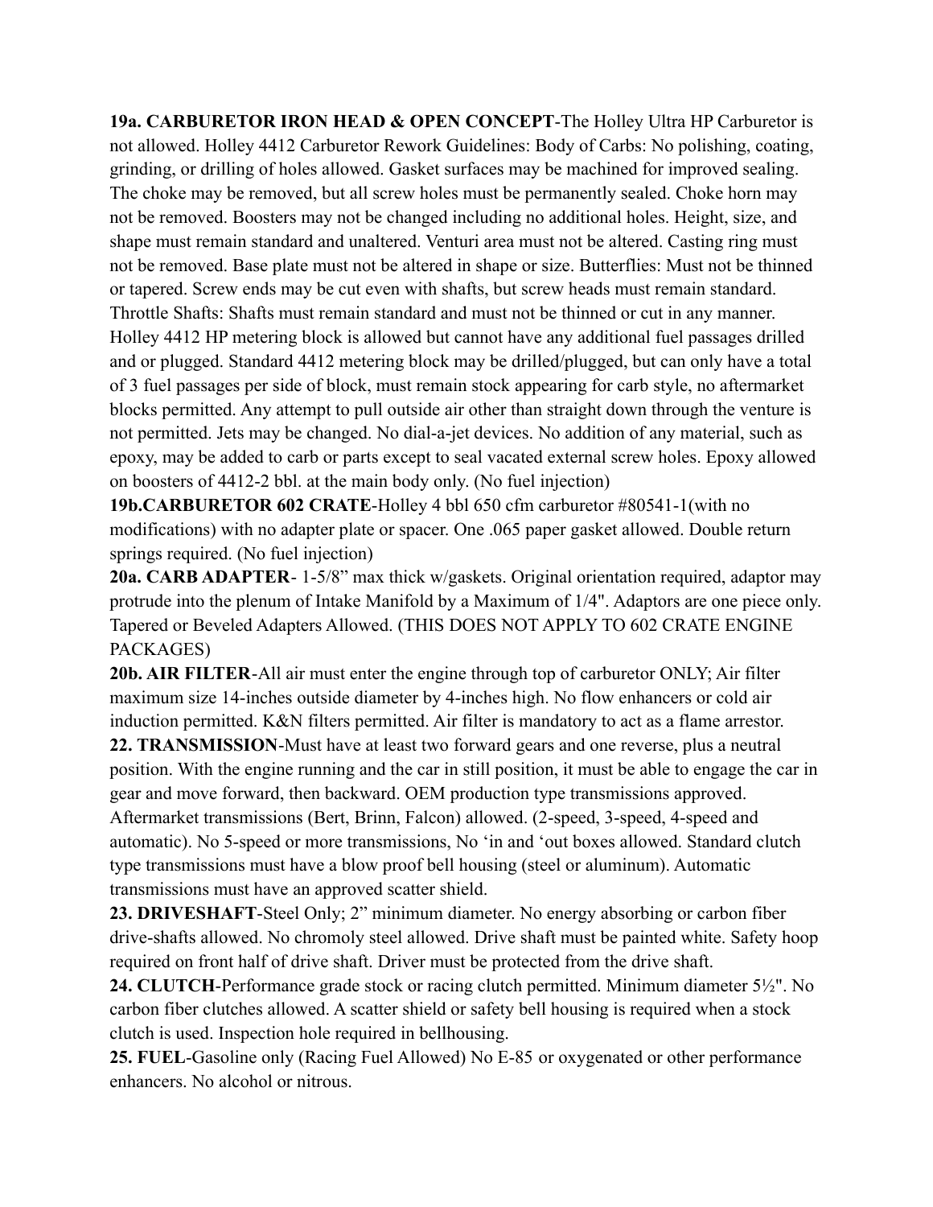**19a. CARBURETOR IRON HEAD & OPEN CONCEPT**-The Holley Ultra HP Carburetor is not allowed. Holley 4412 Carburetor Rework Guidelines: Body of Carbs: No polishing, coating, grinding, or drilling of holes allowed. Gasket surfaces may be machined for improved sealing. The choke may be removed, but all screw holes must be permanently sealed. Choke horn may not be removed. Boosters may not be changed including no additional holes. Height, size, and shape must remain standard and unaltered. Venturi area must not be altered. Casting ring must not be removed. Base plate must not be altered in shape or size. Butterflies: Must not be thinned or tapered. Screw ends may be cut even with shafts, but screw heads must remain standard. Throttle Shafts: Shafts must remain standard and must not be thinned or cut in any manner. Holley 4412 HP metering block is allowed but cannot have any additional fuel passages drilled and or plugged. Standard 4412 metering block may be drilled/plugged, but can only have a total of 3 fuel passages per side of block, must remain stock appearing for carb style, no aftermarket blocks permitted. Any attempt to pull outside air other than straight down through the venture is not permitted. Jets may be changed. No dial-a-jet devices. No addition of any material, such as epoxy, may be added to carb or parts except to seal vacated external screw holes. Epoxy allowed on boosters of 4412-2 bbl. at the main body only. (No fuel injection)

**19b.CARBURETOR 602 CRATE**-Holley 4 bbl 650 cfm carburetor #80541-1(with no modifications) with no adapter plate or spacer. One .065 paper gasket allowed. Double return springs required. (No fuel injection)

**20a. CARB ADAPTER**- 1-5/8" max thick w/gaskets. Original orientation required, adaptor may protrude into the plenum of Intake Manifold by a Maximum of 1/4". Adaptors are one piece only. Tapered or Beveled Adapters Allowed. (THIS DOES NOT APPLY TO 602 CRATE ENGINE PACKAGES)

**20b. AIR FILTER**-All air must enter the engine through top of carburetor ONLY; Air filter maximum size 14-inches outside diameter by 4-inches high. No flow enhancers or cold air induction permitted. K&N filters permitted. Air filter is mandatory to act as a flame arrestor.

**22. TRANSMISSION**-Must have at least two forward gears and one reverse, plus a neutral position. With the engine running and the car in still position, it must be able to engage the car in gear and move forward, then backward. OEM production type transmissions approved. Aftermarket transmissions (Bert, Brinn, Falcon) allowed. (2-speed, 3-speed, 4-speed and automatic). No 5-speed or more transmissions, No 'in and 'out boxes allowed. Standard clutch type transmissions must have a blow proof bell housing (steel or aluminum). Automatic transmissions must have an approved scatter shield.

**23. DRIVESHAFT**-Steel Only; 2" minimum diameter. No energy absorbing or carbon fiber drive-shafts allowed. No chromoly steel allowed. Drive shaft must be painted white. Safety hoop required on front half of drive shaft. Driver must be protected from the drive shaft.

**24. CLUTCH**-Performance grade stock or racing clutch permitted. Minimum diameter 5½". No carbon fiber clutches allowed. A scatter shield or safety bell housing is required when a stock clutch is used. Inspection hole required in bellhousing.

**25. FUEL**-Gasoline only (Racing Fuel Allowed) No E-85 or oxygenated or other performance enhancers. No alcohol or nitrous.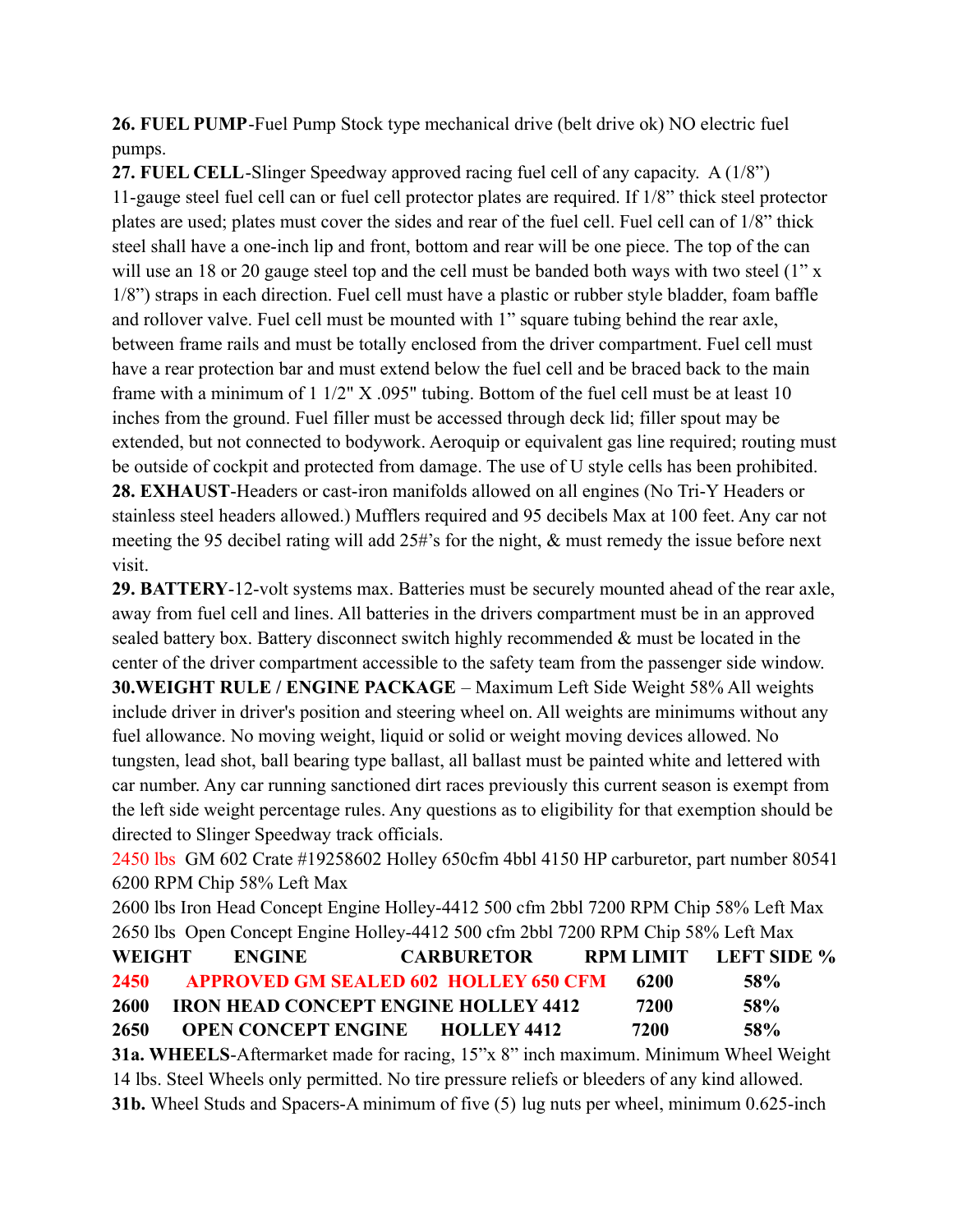**26. FUEL PUMP**-Fuel Pump Stock type mechanical drive (belt drive ok) NO electric fuel pumps.

**27. FUEL CELL**-Slinger Speedway approved racing fuel cell of any capacity. A (1/8") 11-gauge steel fuel cell can or fuel cell protector plates are required. If 1/8" thick steel protector plates are used; plates must cover the sides and rear of the fuel cell. Fuel cell can of 1/8" thick steel shall have a one-inch lip and front, bottom and rear will be one piece. The top of the can will use an 18 or 20 gauge steel top and the cell must be banded both ways with two steel (1" x 1/8") straps in each direction. Fuel cell must have a plastic or rubber style bladder, foam baffle and rollover valve. Fuel cell must be mounted with 1" square tubing behind the rear axle, between frame rails and must be totally enclosed from the driver compartment. Fuel cell must have a rear protection bar and must extend below the fuel cell and be braced back to the main frame with a minimum of 1 1/2" X .095" tubing. Bottom of the fuel cell must be at least 10 inches from the ground. Fuel filler must be accessed through deck lid; filler spout may be extended, but not connected to bodywork. Aeroquip or equivalent gas line required; routing must be outside of cockpit and protected from damage. The use of U style cells has been prohibited.

**28. EXHAUST**-Headers or cast-iron manifolds allowed on all engines (No Tri-Y Headers or stainless steel headers allowed.) Mufflers required and 95 decibels Max at 100 feet. Any car not meeting the 95 decibel rating will add 25#'s for the night, & must remedy the issue before next visit.

**29. BATTERY**-12-volt systems max. Batteries must be securely mounted ahead of the rear axle, away from fuel cell and lines. All batteries in the drivers compartment must be in an approved sealed battery box. Battery disconnect switch highly recommended & must be located in the center of the driver compartment accessible to the safety team from the passenger side window.

**30.WEIGHT RULE / ENGINE PACKAGE** – Maximum Left Side Weight 58% All weights include driver in driver's position and steering wheel on. All weights are minimums without any fuel allowance. No moving weight, liquid or solid or weight moving devices allowed. No tungsten, lead shot, ball bearing type ballast, all ballast must be painted white and lettered with car number. Any car running sanctioned dirt races previously this current season is exempt from the left side weight percentage rules. Any questions as to eligibility for that exemption should be directed to Slinger Speedway track officials.

2450 lbs GM 602 Crate #19258602 Holley 650cfm 4bbl 4150 HP carburetor, part number 80541 6200 RPM Chip 58% Left Max

2600 lbs Iron Head Concept Engine Holley-4412 500 cfm 2bbl 7200 RPM Chip 58% Left Max

2650 lbs Open Concept Engine Holley-4412 500 cfm 2bbl 7200 RPM Chip 58% Left Max

| WEIGHT | ENGINE | CARBURETOR | RPM LIMIT | LEFT SIDE % |
|---|---|---|---|---|
| **2450** | **APPROVED GM SEALED 602** | **HOLLEY 650 CFM** | **6200** | **58%** |
| **2600** | **IRON HEAD CONCEPT ENGINE** | **HOLLEY 4412** | **7200** | **58%** |
| **2650** | **OPEN CONCEPT ENGINE** | **HOLLEY 4412** | **7200** | **58%** |

**31a. WHEELS**-Aftermarket made for racing, 15"x 8" inch maximum. Minimum Wheel Weight 14 lbs. Steel Wheels only permitted. No tire pressure reliefs or bleeders of any kind allowed.

**31b.** Wheel Studs and Spacers-A minimum of five (5) lug nuts per wheel, minimum 0.625-inch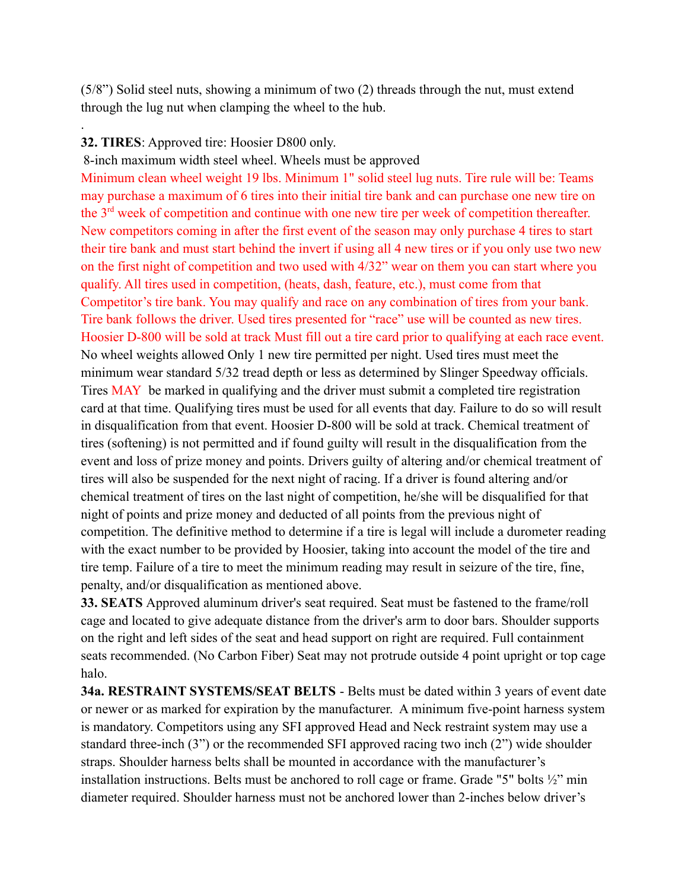(5/8") Solid steel nuts, showing a minimum of two (2) threads through the nut, must extend through the lug nut when clamping the wheel to the hub.

.

**32. TIRES**: Approved tire: Hoosier D800 only.

8-inch maximum width steel wheel. Wheels must be approved

Minimum clean wheel weight 19 lbs. Minimum 1" solid steel lug nuts. Tire rule will be: Teams may purchase a maximum of 6 tires into their initial tire bank and can purchase one new tire on the 3rd week of competition and continue with one new tire per week of competition thereafter. New competitors coming in after the first event of the season may only purchase 4 tires to start their tire bank and must start behind the invert if using all 4 new tires or if you only use two new on the first night of competition and two used with 4/32" wear on them you can start where you qualify. All tires used in competition, (heats, dash, feature, etc.), must come from that Competitor's tire bank. You may qualify and race on any combination of tires from your bank. Tire bank follows the driver. Used tires presented for "race" use will be counted as new tires. Hoosier D-800 will be sold at track Must fill out a tire card prior to qualifying at each race event. No wheel weights allowed Only 1 new tire permitted per night. Used tires must meet the minimum wear standard 5/32 tread depth or less as determined by Slinger Speedway officials. Tires MAY be marked in qualifying and the driver must submit a completed tire registration card at that time. Qualifying tires must be used for all events that day. Failure to do so will result in disqualification from that event. Hoosier D-800 will be sold at track. Chemical treatment of tires (softening) is not permitted and if found guilty will result in the disqualification from the event and loss of prize money and points. Drivers guilty of altering and/or chemical treatment of tires will also be suspended for the next night of racing. If a driver is found altering and/or chemical treatment of tires on the last night of competition, he/she will be disqualified for that night of points and prize money and deducted of all points from the previous night of competition. The definitive method to determine if a tire is legal will include a durometer reading with the exact number to be provided by Hoosier, taking into account the model of the tire and tire temp. Failure of a tire to meet the minimum reading may result in seizure of the tire, fine, penalty, and/or disqualification as mentioned above.

**33. SEATS** Approved aluminum driver's seat required. Seat must be fastened to the frame/roll cage and located to give adequate distance from the driver's arm to door bars. Shoulder supports on the right and left sides of the seat and head support on right are required. Full containment seats recommended. (No Carbon Fiber) Seat may not protrude outside 4 point upright or top cage halo.

**34a. RESTRAINT SYSTEMS/SEAT BELTS** - Belts must be dated within 3 years of event date or newer or as marked for expiration by the manufacturer. A minimum five-point harness system is mandatory. Competitors using any SFI approved Head and Neck restraint system may use a standard three-inch (3") or the recommended SFI approved racing two inch (2") wide shoulder straps. Shoulder harness belts shall be mounted in accordance with the manufacturer's installation instructions. Belts must be anchored to roll cage or frame. Grade "5" bolts ½" min diameter required. Shoulder harness must not be anchored lower than 2-inches below driver's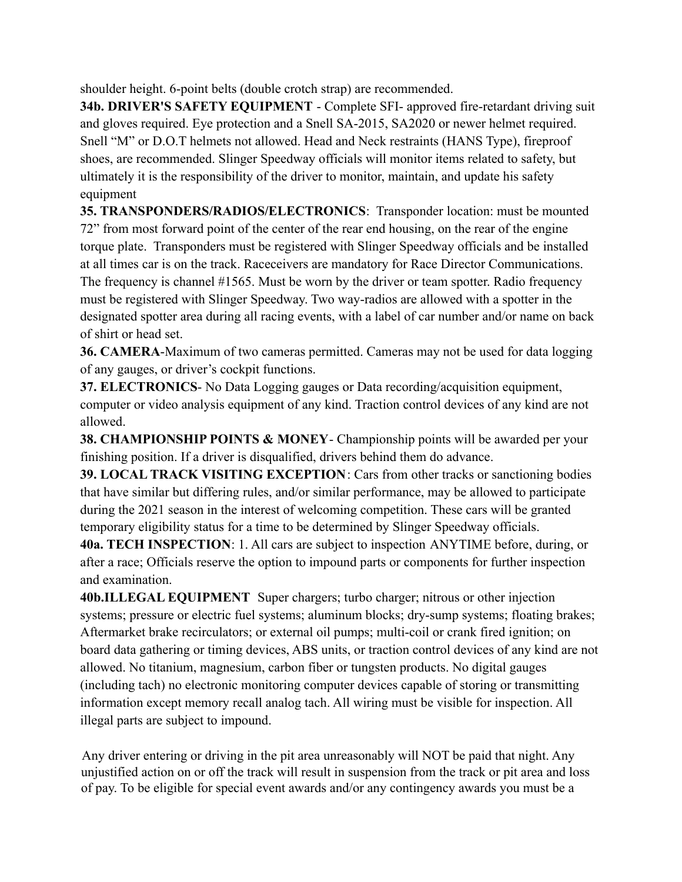shoulder height. 6-point belts (double crotch strap) are recommended.

**34b. DRIVER'S SAFETY EQUIPMENT** - Complete SFI- approved fire-retardant driving suit and gloves required. Eye protection and a Snell SA-2015, SA2020 or newer helmet required. Snell "M" or D.O.T helmets not allowed. Head and Neck restraints (HANS Type), fireproof shoes, are recommended. Slinger Speedway officials will monitor items related to safety, but ultimately it is the responsibility of the driver to monitor, maintain, and update his safety equipment

**35. TRANSPONDERS/RADIOS/ELECTRONICS**: Transponder location: must be mounted 72" from most forward point of the center of the rear end housing, on the rear of the engine torque plate. Transponders must be registered with Slinger Speedway officials and be installed at all times car is on the track. Raceceivers are mandatory for Race Director Communications. The frequency is channel #1565. Must be worn by the driver or team spotter. Radio frequency must be registered with Slinger Speedway. Two way-radios are allowed with a spotter in the designated spotter area during all racing events, with a label of car number and/or name on back of shirt or head set.

**36. CAMERA**-Maximum of two cameras permitted. Cameras may not be used for data logging of any gauges, or driver's cockpit functions.

**37. ELECTRONICS**- No Data Logging gauges or Data recording/acquisition equipment, computer or video analysis equipment of any kind. Traction control devices of any kind are not allowed.

**38. CHAMPIONSHIP POINTS & MONEY**- Championship points will be awarded per your finishing position. If a driver is disqualified, drivers behind them do advance.

**39. LOCAL TRACK VISITING EXCEPTION**: Cars from other tracks or sanctioning bodies that have similar but differing rules, and/or similar performance, may be allowed to participate during the 2021 season in the interest of welcoming competition. These cars will be granted temporary eligibility status for a time to be determined by Slinger Speedway officials.

**40a. TECH INSPECTION**: 1. All cars are subject to inspection ANYTIME before, during, or after a race; Officials reserve the option to impound parts or components for further inspection and examination.

**40b.ILLEGAL EQUIPMENT** Super chargers; turbo charger; nitrous or other injection systems; pressure or electric fuel systems; aluminum blocks; dry-sump systems; floating brakes; Aftermarket brake recirculators; or external oil pumps; multi-coil or crank fired ignition; on board data gathering or timing devices, ABS units, or traction control devices of any kind are not allowed. No titanium, magnesium, carbon fiber or tungsten products. No digital gauges (including tach) no electronic monitoring computer devices capable of storing or transmitting information except memory recall analog tach. All wiring must be visible for inspection. All illegal parts are subject to impound.

Any driver entering or driving in the pit area unreasonably will NOT be paid that night. Any unjustified action on or off the track will result in suspension from the track or pit area and loss of pay. To be eligible for special event awards and/or any contingency awards you must be a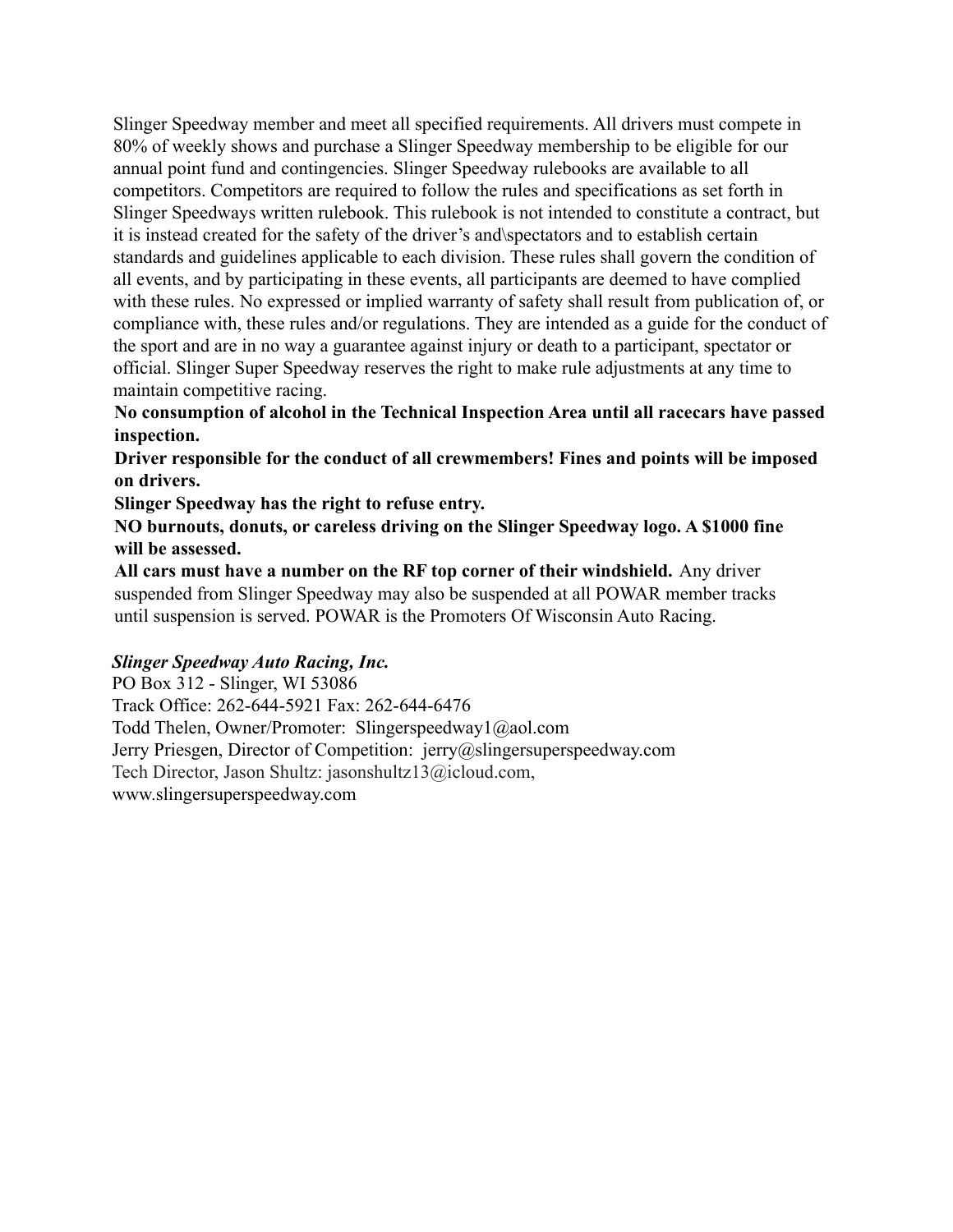Slinger Speedway member and meet all specified requirements. All drivers must compete in 80% of weekly shows and purchase a Slinger Speedway membership to be eligible for our annual point fund and contingencies. Slinger Speedway rulebooks are available to all competitors. Competitors are required to follow the rules and specifications as set forth in Slinger Speedways written rulebook. This rulebook is not intended to constitute a contract, but it is instead created for the safety of the driver's and\spectators and to establish certain standards and guidelines applicable to each division. These rules shall govern the condition of all events, and by participating in these events, all participants are deemed to have complied with these rules. No expressed or implied warranty of safety shall result from publication of, or compliance with, these rules and/or regulations. They are intended as a guide for the conduct of the sport and are in no way a guarantee against injury or death to a participant, spectator or official. Slinger Super Speedway reserves the right to make rule adjustments at any time to maintain competitive racing.

**No consumption of alcohol in the Technical Inspection Area until all racecars have passed inspection.**

**Driver responsible for the conduct of all crewmembers! Fines and points will be imposed on drivers.**

**Slinger Speedway has the right to refuse entry.**

**NO burnouts, donuts, or careless driving on the Slinger Speedway logo. A $1000 fine will be assessed.**

**All cars must have a number on the RF top corner of their windshield.** Any driver suspended from Slinger Speedway may also be suspended at all POWAR member tracks until suspension is served. POWAR is the Promoters Of Wisconsin Auto Racing.

***Slinger Speedway Auto Racing, Inc.***

PO Box 312 - Slinger, WI 53086

Track Office: 262-644-5921 Fax: 262-644-6476

Todd Thelen, Owner/Promoter: Slingerspeedway1@aol.com

Jerry Priesgen, Director of Competition: jerry@slingersuperspeedway.com

Tech Director, Jason Shultz: jasonshultz13@icloud.com,

www.slingersuperspeedway.com